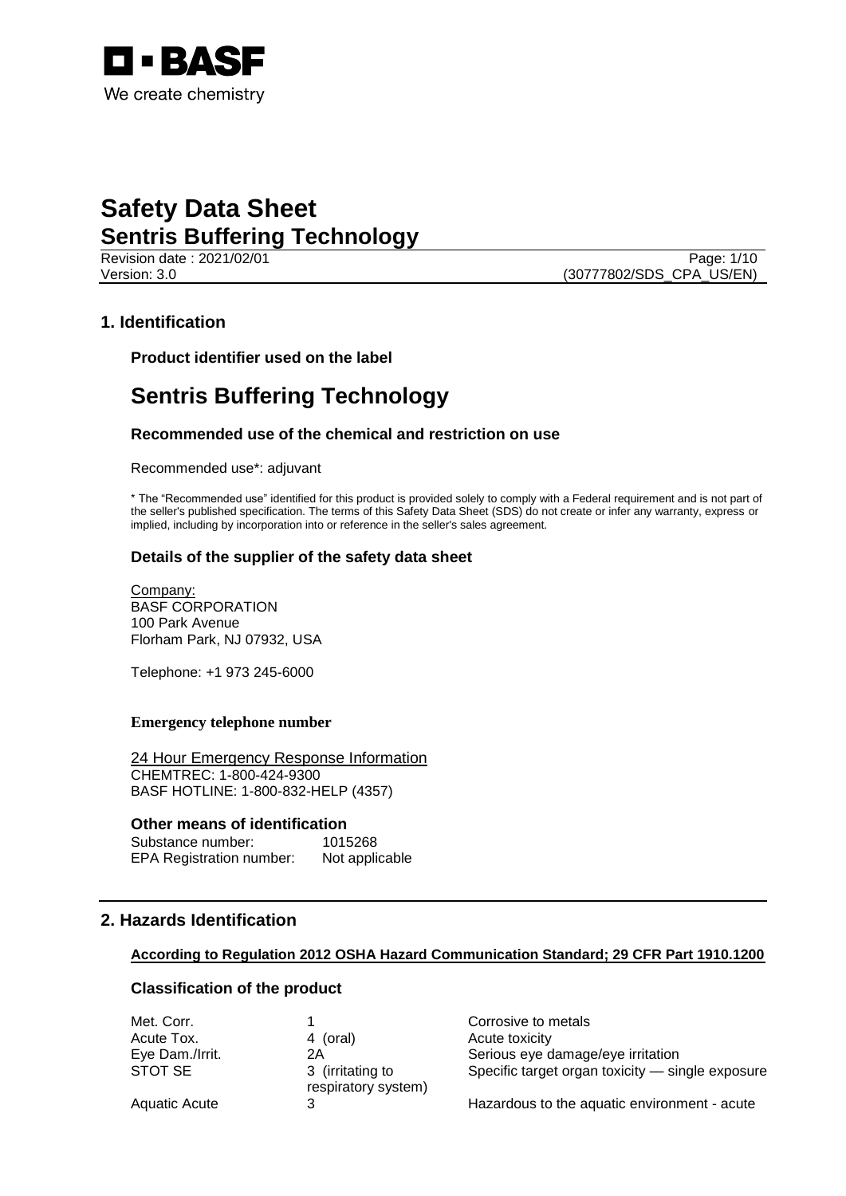BASF
We create chemistry

# Safety Data Sheet
## Sentris Buffering Technology

Revision date : 2021/02/01
Version: 3.0
(30777802/SDS_CPA_US/EN)

## 1. Identification

### Product identifier used on the label

# Sentris Buffering Technology

### Recommended use of the chemical and restriction on use

Recommended use*: adjuvant

\* The "Recommended use" identified for this product is provided solely to comply with a Federal requirement and is not part of the seller's published specification. The terms of this Safety Data Sheet (SDS) do not create or infer any warranty, express or implied, including by incorporation into or reference in the seller's sales agreement.

### Details of the supplier of the safety data sheet

Company:
BASF CORPORATION
100 Park Avenue
Florham Park, NJ 07932, USA

Telephone: +1 973 245-6000

**Emergency telephone number**

24 Hour Emergency Response Information
CHEMTREC: 1-800-424-9300
BASF HOTLINE: 1-800-832-HELP (4357)

### Other means of identification

Substance number: 1015268
EPA Registration number: Not applicable

## 2. Hazards Identification

**According to Regulation 2012 OSHA Hazard Communication Standard; 29 CFR Part 1910.1200**

### Classification of the product

| | | |
|---|---|---|
| Met. Corr. | 1 | Corrosive to metals |
| Acute Tox. | 4 (oral) | Acute toxicity |
| Eye Dam./Irrit. | 2A | Serious eye damage/eye irritation |
| STOT SE | 3 (irritating to respiratory system) | Specific target organ toxicity — single exposure |
| Aquatic Acute | 3 | Hazardous to the aquatic environment - acute |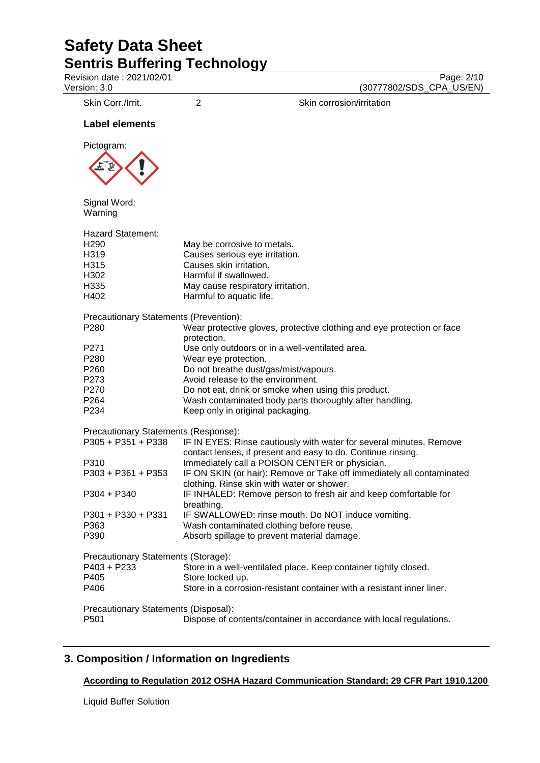| Skin Corr./Irrit. | 2 | Skin corrosion/irritation |
|---|---|---|

**Label elements**

Pictogram:

Signal Word:
Warning

Hazard Statement:

| | |
|---|---|
| H290 | May be corrosive to metals. |
| H319 | Causes serious eye irritation. |
| H315 | Causes skin irritation. |
| H302 | Harmful if swallowed. |
| H335 | May cause respiratory irritation. |
| H402 | Harmful to aquatic life. |

Precautionary Statements (Prevention):

| | |
|---|---|
| P280 | Wear protective gloves, protective clothing and eye protection or face protection. |
| P271 | Use only outdoors or in a well-ventilated area. |
| P280 | Wear eye protection. |
| P260 | Do not breathe dust/gas/mist/vapours. |
| P273 | Avoid release to the environment. |
| P270 | Do not eat, drink or smoke when using this product. |
| P264 | Wash contaminated body parts thoroughly after handling. |
| P234 | Keep only in original packaging. |

Precautionary Statements (Response):

| | |
|---|---|
| P305 + P351 + P338 | IF IN EYES: Rinse cautiously with water for several minutes. Remove contact lenses, if present and easy to do. Continue rinsing. |
| P310 | Immediately call a POISON CENTER or physician. |
| P303 + P361 + P353 | IF ON SKIN (or hair): Remove or Take off immediately all contaminated clothing. Rinse skin with water or shower. |
| P304 + P340 | IF INHALED: Remove person to fresh air and keep comfortable for breathing. |
| P301 + P330 + P331 | IF SWALLOWED: rinse mouth. Do NOT induce vomiting. |
| P363 | Wash contaminated clothing before reuse. |
| P390 | Absorb spillage to prevent material damage. |

Precautionary Statements (Storage):

| | |
|---|---|
| P403 + P233 | Store in a well-ventilated place. Keep container tightly closed. |
| P405 | Store locked up. |
| P406 | Store in a corrosion-resistant container with a resistant inner liner. |

Precautionary Statements (Disposal):

| | |
|---|---|
| P501 | Dispose of contents/container in accordance with local regulations. |

## 3. Composition / Information on Ingredients

**According to Regulation 2012 OSHA Hazard Communication Standard; 29 CFR Part 1910.1200**

Liquid Buffer Solution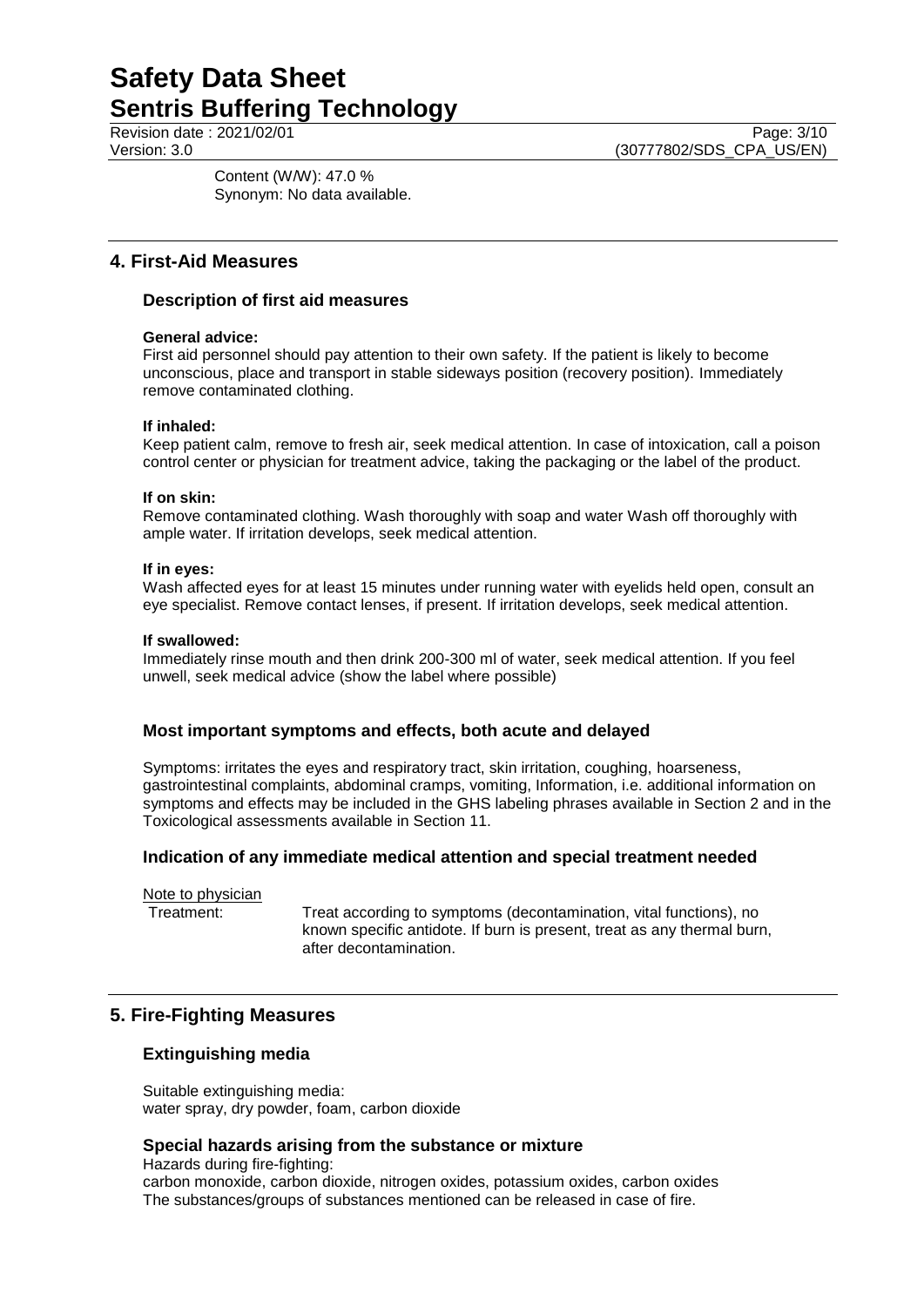Content (W/W): 47.0 %
Synonym: No data available.

## 4. First-Aid Measures

### Description of first aid measures

**General advice:**
First aid personnel should pay attention to their own safety. If the patient is likely to become unconscious, place and transport in stable sideways position (recovery position). Immediately remove contaminated clothing.

**If inhaled:**
Keep patient calm, remove to fresh air, seek medical attention. In case of intoxication, call a poison control center or physician for treatment advice, taking the packaging or the label of the product.

**If on skin:**
Remove contaminated clothing. Wash thoroughly with soap and water Wash off thoroughly with ample water. If irritation develops, seek medical attention.

**If in eyes:**
Wash affected eyes for at least 15 minutes under running water with eyelids held open, consult an eye specialist. Remove contact lenses, if present. If irritation develops, seek medical attention.

**If swallowed:**
Immediately rinse mouth and then drink 200-300 ml of water, seek medical attention. If you feel unwell, seek medical advice (show the label where possible)

### Most important symptoms and effects, both acute and delayed

Symptoms: irritates the eyes and respiratory tract, skin irritation, coughing, hoarseness, gastrointestinal complaints, abdominal cramps, vomiting, Information, i.e. additional information on symptoms and effects may be included in the GHS labeling phrases available in Section 2 and in the Toxicological assessments available in Section 11.

### Indication of any immediate medical attention and special treatment needed

Note to physician

Treatment: Treat according to symptoms (decontamination, vital functions), no known specific antidote. If burn is present, treat as any thermal burn, after decontamination.

## 5. Fire-Fighting Measures

### Extinguishing media

Suitable extinguishing media:
water spray, dry powder, foam, carbon dioxide

### Special hazards arising from the substance or mixture

Hazards during fire-fighting:
carbon monoxide, carbon dioxide, nitrogen oxides, potassium oxides, carbon oxides
The substances/groups of substances mentioned can be released in case of fire.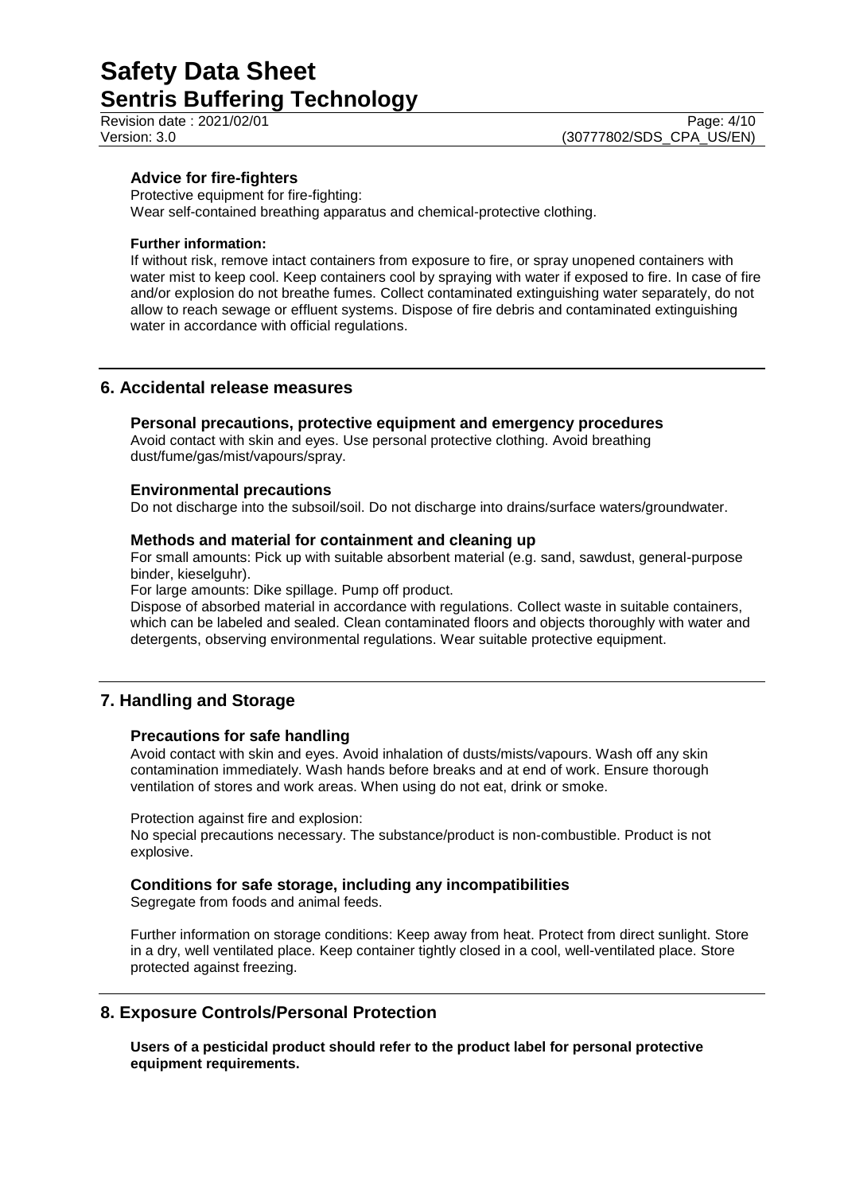### Advice for fire-fighters

Protective equipment for fire-fighting:
Wear self-contained breathing apparatus and chemical-protective clothing.

**Further information:**

If without risk, remove intact containers from exposure to fire, or spray unopened containers with water mist to keep cool. Keep containers cool by spraying with water if exposed to fire. In case of fire and/or explosion do not breathe fumes. Collect contaminated extinguishing water separately, do not allow to reach sewage or effluent systems. Dispose of fire debris and contaminated extinguishing water in accordance with official regulations.

## 6. Accidental release measures

### Personal precautions, protective equipment and emergency procedures

Avoid contact with skin and eyes. Use personal protective clothing. Avoid breathing dust/fume/gas/mist/vapours/spray.

### Environmental precautions

Do not discharge into the subsoil/soil. Do not discharge into drains/surface waters/groundwater.

### Methods and material for containment and cleaning up

For small amounts: Pick up with suitable absorbent material (e.g. sand, sawdust, general-purpose binder, kieselguhr).

For large amounts: Dike spillage. Pump off product.

Dispose of absorbed material in accordance with regulations. Collect waste in suitable containers, which can be labeled and sealed. Clean contaminated floors and objects thoroughly with water and detergents, observing environmental regulations. Wear suitable protective equipment.

## 7. Handling and Storage

### Precautions for safe handling

Avoid contact with skin and eyes. Avoid inhalation of dusts/mists/vapours. Wash off any skin contamination immediately. Wash hands before breaks and at end of work. Ensure thorough ventilation of stores and work areas. When using do not eat, drink or smoke.

Protection against fire and explosion:
No special precautions necessary. The substance/product is non-combustible. Product is not explosive.

### Conditions for safe storage, including any incompatibilities

Segregate from foods and animal feeds.

Further information on storage conditions: Keep away from heat. Protect from direct sunlight. Store in a dry, well ventilated place. Keep container tightly closed in a cool, well-ventilated place. Store protected against freezing.

## 8. Exposure Controls/Personal Protection

**Users of a pesticidal product should refer to the product label for personal protective equipment requirements.**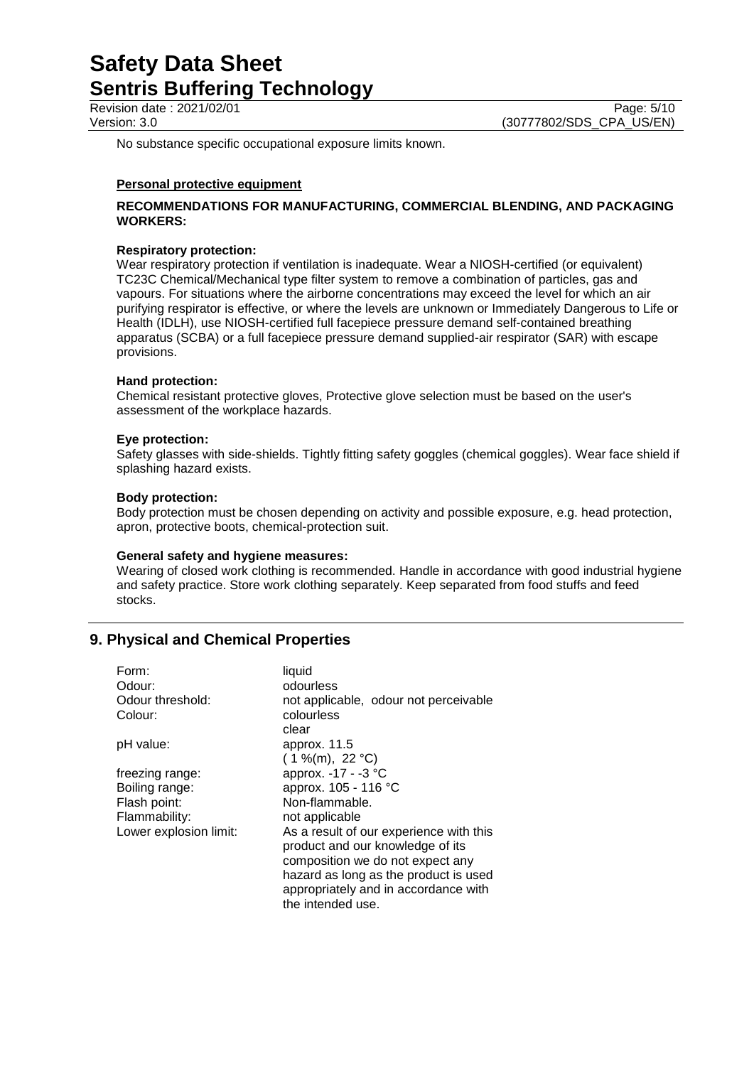No substance specific occupational exposure limits known.

**Personal protective equipment**

**RECOMMENDATIONS FOR MANUFACTURING, COMMERCIAL BLENDING, AND PACKAGING WORKERS:**

**Respiratory protection:**
Wear respiratory protection if ventilation is inadequate. Wear a NIOSH-certified (or equivalent) TC23C Chemical/Mechanical type filter system to remove a combination of particles, gas and vapours. For situations where the airborne concentrations may exceed the level for which an air purifying respirator is effective, or where the levels are unknown or Immediately Dangerous to Life or Health (IDLH), use NIOSH-certified full facepiece pressure demand self-contained breathing apparatus (SCBA) or a full facepiece pressure demand supplied-air respirator (SAR) with escape provisions.

**Hand protection:**
Chemical resistant protective gloves, Protective glove selection must be based on the user's assessment of the workplace hazards.

**Eye protection:**
Safety glasses with side-shields. Tightly fitting safety goggles (chemical goggles). Wear face shield if splashing hazard exists.

**Body protection:**
Body protection must be chosen depending on activity and possible exposure, e.g. head protection, apron, protective boots, chemical-protection suit.

**General safety and hygiene measures:**
Wearing of closed work clothing is recommended. Handle in accordance with good industrial hygiene and safety practice. Store work clothing separately. Keep separated from food stuffs and feed stocks.

## 9. Physical and Chemical Properties

| | |
|---|---|
| Form: | liquid |
| Odour: | odourless |
| Odour threshold: | not applicable, odour not perceivable |
| Colour: | colourless<br>clear |
| pH value: | approx. 11.5<br>( 1 %(m), 22 °C) |
| freezing range: | approx. -17 - -3 °C |
| Boiling range: | approx. 105 - 116 °C |
| Flash point: | Non-flammable. |
| Flammability: | not applicable |
| Lower explosion limit: | As a result of our experience with this product and our knowledge of its composition we do not expect any hazard as long as the product is used appropriately and in accordance with the intended use. |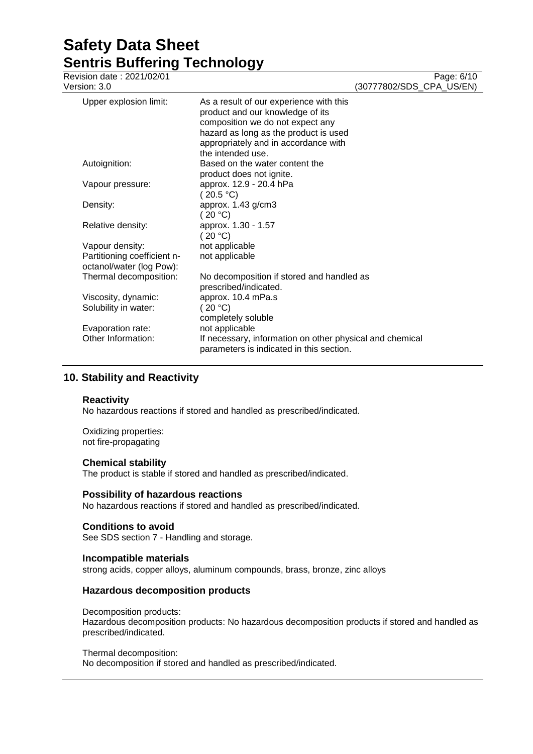| | |
|---|---|
| Upper explosion limit: | As a result of our experience with this product and our knowledge of its composition we do not expect any hazard as long as the product is used appropriately and in accordance with the intended use. |
| Autoignition: | Based on the water content the product does not ignite. |
| Vapour pressure: | approx. 12.9 - 20.4 hPa ( 20.5 °C) |
| Density: | approx. 1.43 g/cm3 ( 20 °C) |
| Relative density: | approx. 1.30 - 1.57 ( 20 °C) |
| Vapour density: | not applicable |
| Partitioning coefficient n-octanol/water (log Pow): | not applicable |
| Thermal decomposition: | No decomposition if stored and handled as prescribed/indicated. |
| Viscosity, dynamic: | approx. 10.4 mPa.s |
| Solubility in water: | ( 20 °C) completely soluble |
| Evaporation rate: | not applicable |
| Other Information: | If necessary, information on other physical and chemical parameters is indicated in this section. |

## 10. Stability and Reactivity

### Reactivity

No hazardous reactions if stored and handled as prescribed/indicated.

Oxidizing properties:
not fire-propagating

### Chemical stability

The product is stable if stored and handled as prescribed/indicated.

### Possibility of hazardous reactions

No hazardous reactions if stored and handled as prescribed/indicated.

### Conditions to avoid

See SDS section 7 - Handling and storage.

### Incompatible materials

strong acids, copper alloys, aluminum compounds, brass, bronze, zinc alloys

### Hazardous decomposition products

Decomposition products:
Hazardous decomposition products: No hazardous decomposition products if stored and handled as prescribed/indicated.

Thermal decomposition:
No decomposition if stored and handled as prescribed/indicated.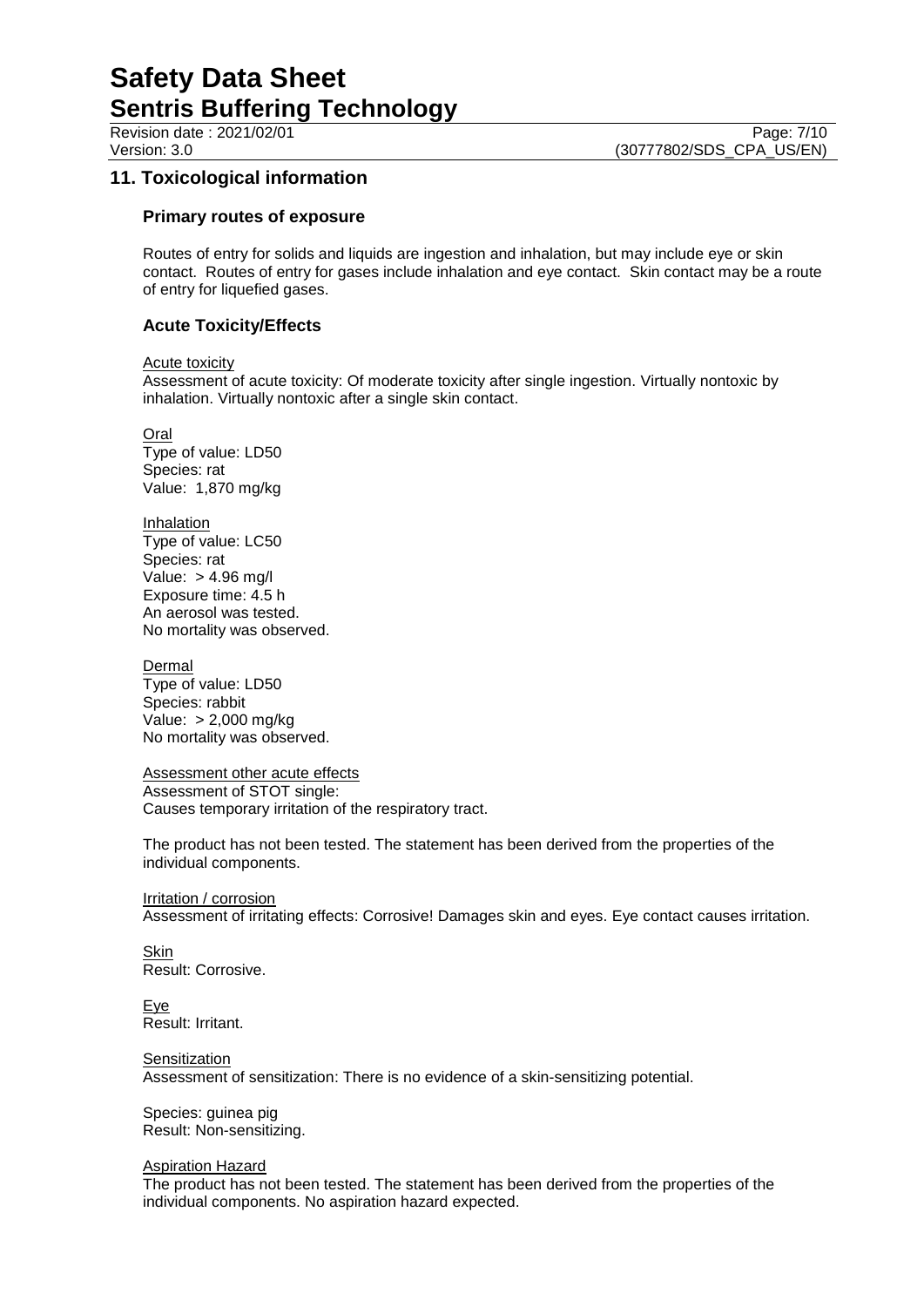## 11. Toxicological information

### Primary routes of exposure

Routes of entry for solids and liquids are ingestion and inhalation, but may include eye or skin contact. Routes of entry for gases include inhalation and eye contact. Skin contact may be a route of entry for liquefied gases.

### Acute Toxicity/Effects

Acute toxicity
Assessment of acute toxicity: Of moderate toxicity after single ingestion. Virtually nontoxic by inhalation. Virtually nontoxic after a single skin contact.

Oral
Type of value: LD50
Species: rat
Value: 1,870 mg/kg

Inhalation
Type of value: LC50
Species: rat
Value: > 4.96 mg/l
Exposure time: 4.5 h
An aerosol was tested.
No mortality was observed.

Dermal
Type of value: LD50
Species: rabbit
Value: > 2,000 mg/kg
No mortality was observed.

Assessment other acute effects
Assessment of STOT single:
Causes temporary irritation of the respiratory tract.

The product has not been tested. The statement has been derived from the properties of the individual components.

Irritation / corrosion
Assessment of irritating effects: Corrosive! Damages skin and eyes. Eye contact causes irritation.

Skin
Result: Corrosive.

Eye
Result: Irritant.

Sensitization
Assessment of sensitization: There is no evidence of a skin-sensitizing potential.

Species: guinea pig
Result: Non-sensitizing.

Aspiration Hazard
The product has not been tested. The statement has been derived from the properties of the individual components. No aspiration hazard expected.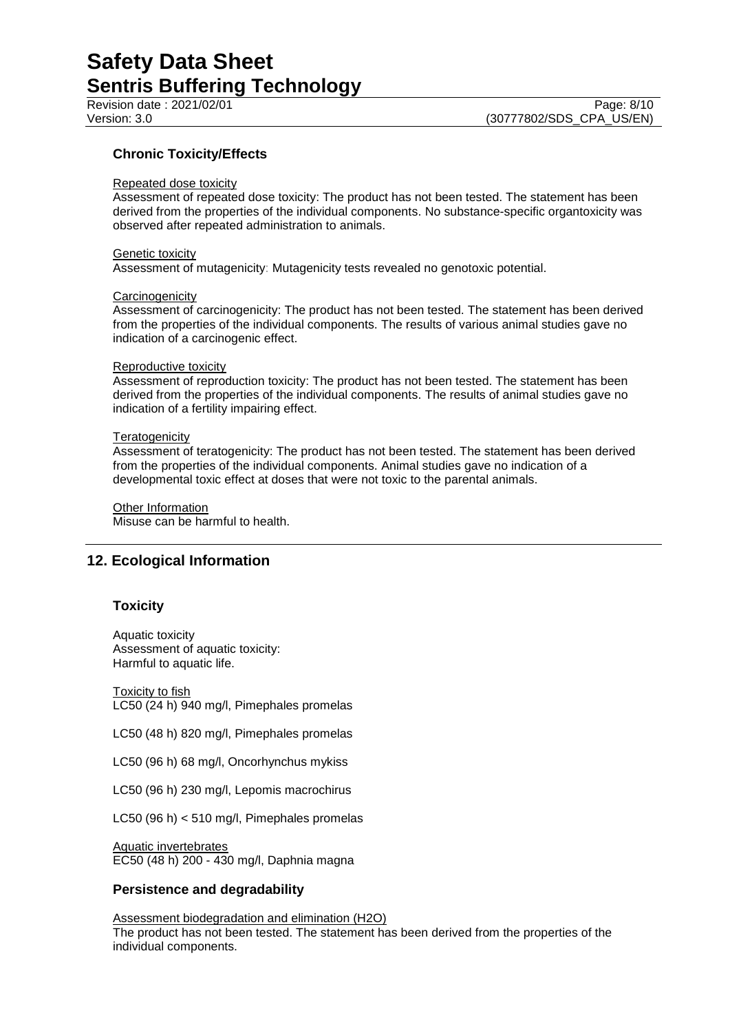### Chronic Toxicity/Effects

Repeated dose toxicity
Assessment of repeated dose toxicity: The product has not been tested. The statement has been derived from the properties of the individual components. No substance-specific organtoxicity was observed after repeated administration to animals.

Genetic toxicity
Assessment of mutagenicity: Mutagenicity tests revealed no genotoxic potential.

Carcinogenicity
Assessment of carcinogenicity: The product has not been tested. The statement has been derived from the properties of the individual components. The results of various animal studies gave no indication of a carcinogenic effect.

Reproductive toxicity
Assessment of reproduction toxicity: The product has not been tested. The statement has been derived from the properties of the individual components. The results of animal studies gave no indication of a fertility impairing effect.

Teratogenicity
Assessment of teratogenicity: The product has not been tested. The statement has been derived from the properties of the individual components. Animal studies gave no indication of a developmental toxic effect at doses that were not toxic to the parental animals.

Other Information
Misuse can be harmful to health.

## 12. Ecological Information

### Toxicity

Aquatic toxicity
Assessment of aquatic toxicity:
Harmful to aquatic life.

Toxicity to fish
LC50 (24 h) 940 mg/l, Pimephales promelas

LC50 (48 h) 820 mg/l, Pimephales promelas

LC50 (96 h) 68 mg/l, Oncorhynchus mykiss

LC50 (96 h) 230 mg/l, Lepomis macrochirus

LC50 (96 h) < 510 mg/l, Pimephales promelas

Aquatic invertebrates
EC50 (48 h) 200 - 430 mg/l, Daphnia magna

### Persistence and degradability

Assessment biodegradation and elimination ($H_2O$)
The product has not been tested. The statement has been derived from the properties of the individual components.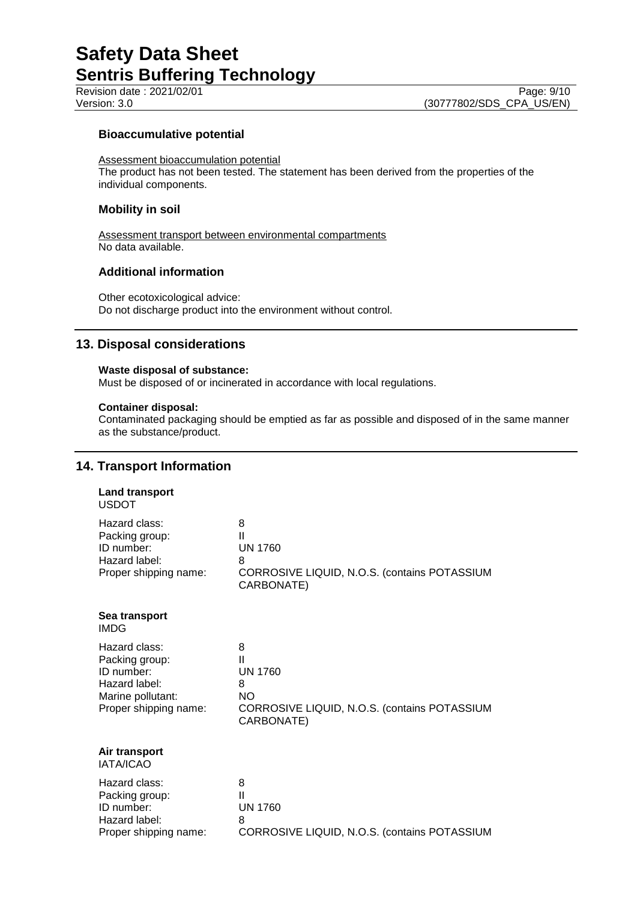### Bioaccumulative potential

Assessment bioaccumulation potential
The product has not been tested. The statement has been derived from the properties of the individual components.

### Mobility in soil

Assessment transport between environmental compartments
No data available.

### Additional information

Other ecotoxicological advice:
Do not discharge product into the environment without control.

## 13. Disposal considerations

**Waste disposal of substance:**
Must be disposed of or incinerated in accordance with local regulations.

**Container disposal:**
Contaminated packaging should be emptied as far as possible and disposed of in the same manner as the substance/product.

## 14. Transport Information

**Land transport**
USDOT

| | |
|---|---|
| Hazard class: | 8 |
| Packing group: | II |
| ID number: | UN 1760 |
| Hazard label: | 8 |
| Proper shipping name: | CORROSIVE LIQUID, N.O.S. (contains POTASSIUM CARBONATE) |

**Sea transport**
IMDG

| | |
|---|---|
| Hazard class: | 8 |
| Packing group: | II |
| ID number: | UN 1760 |
| Hazard label: | 8 |
| Marine pollutant: | NO |
| Proper shipping name: | CORROSIVE LIQUID, N.O.S. (contains POTASSIUM CARBONATE) |

**Air transport**
IATA/ICAO

| | |
|---|---|
| Hazard class: | 8 |
| Packing group: | II |
| ID number: | UN 1760 |
| Hazard label: | 8 |
| Proper shipping name: | CORROSIVE LIQUID, N.O.S. (contains POTASSIUM |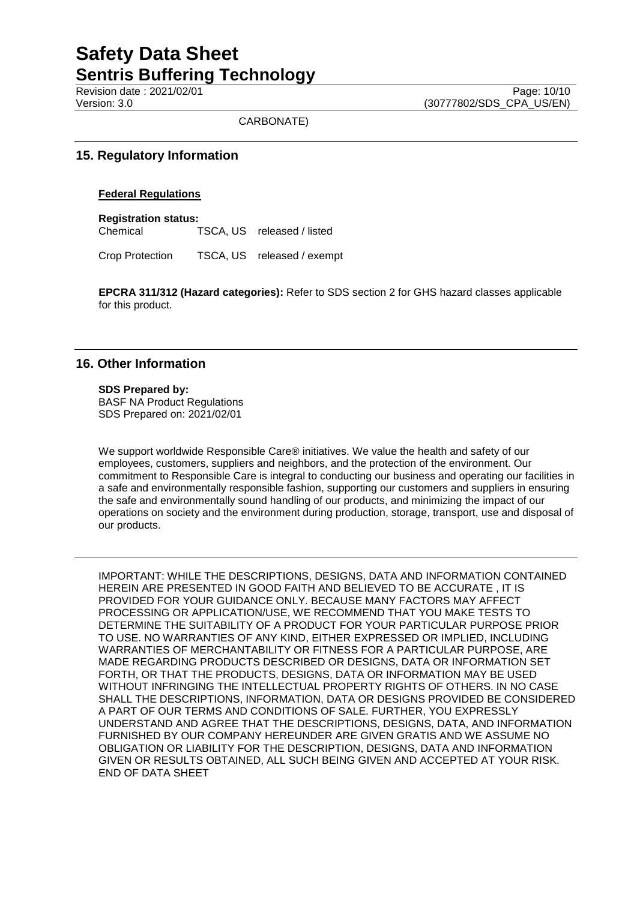CARBONATE)

## 15. Regulatory Information

### Federal Regulations

**Registration status:**

| | | |
|---|---|---|
| Chemical | TSCA, US | released / listed |
| Crop Protection | TSCA, US | released / exempt |

**EPCRA 311/312 (Hazard categories):** Refer to SDS section 2 for GHS hazard classes applicable for this product.

## 16. Other Information

**SDS Prepared by:**
BASF NA Product Regulations
SDS Prepared on: 2021/02/01

We support worldwide Responsible Care® initiatives. We value the health and safety of our employees, customers, suppliers and neighbors, and the protection of the environment. Our commitment to Responsible Care is integral to conducting our business and operating our facilities in a safe and environmentally responsible fashion, supporting our customers and suppliers in ensuring the safe and environmentally sound handling of our products, and minimizing the impact of our operations on society and the environment during production, storage, transport, use and disposal of our products.

IMPORTANT: WHILE THE DESCRIPTIONS, DESIGNS, DATA AND INFORMATION CONTAINED HEREIN ARE PRESENTED IN GOOD FAITH AND BELIEVED TO BE ACCURATE , IT IS PROVIDED FOR YOUR GUIDANCE ONLY. BECAUSE MANY FACTORS MAY AFFECT PROCESSING OR APPLICATION/USE, WE RECOMMEND THAT YOU MAKE TESTS TO DETERMINE THE SUITABILITY OF A PRODUCT FOR YOUR PARTICULAR PURPOSE PRIOR TO USE. NO WARRANTIES OF ANY KIND, EITHER EXPRESSED OR IMPLIED, INCLUDING WARRANTIES OF MERCHANTABILITY OR FITNESS FOR A PARTICULAR PURPOSE, ARE MADE REGARDING PRODUCTS DESCRIBED OR DESIGNS, DATA OR INFORMATION SET FORTH, OR THAT THE PRODUCTS, DESIGNS, DATA OR INFORMATION MAY BE USED WITHOUT INFRINGING THE INTELLECTUAL PROPERTY RIGHTS OF OTHERS. IN NO CASE SHALL THE DESCRIPTIONS, INFORMATION, DATA OR DESIGNS PROVIDED BE CONSIDERED A PART OF OUR TERMS AND CONDITIONS OF SALE. FURTHER, YOU EXPRESSLY UNDERSTAND AND AGREE THAT THE DESCRIPTIONS, DESIGNS, DATA, AND INFORMATION FURNISHED BY OUR COMPANY HEREUNDER ARE GIVEN GRATIS AND WE ASSUME NO OBLIGATION OR LIABILITY FOR THE DESCRIPTION, DESIGNS, DATA AND INFORMATION GIVEN OR RESULTS OBTAINED, ALL SUCH BEING GIVEN AND ACCEPTED AT YOUR RISK.
END OF DATA SHEET